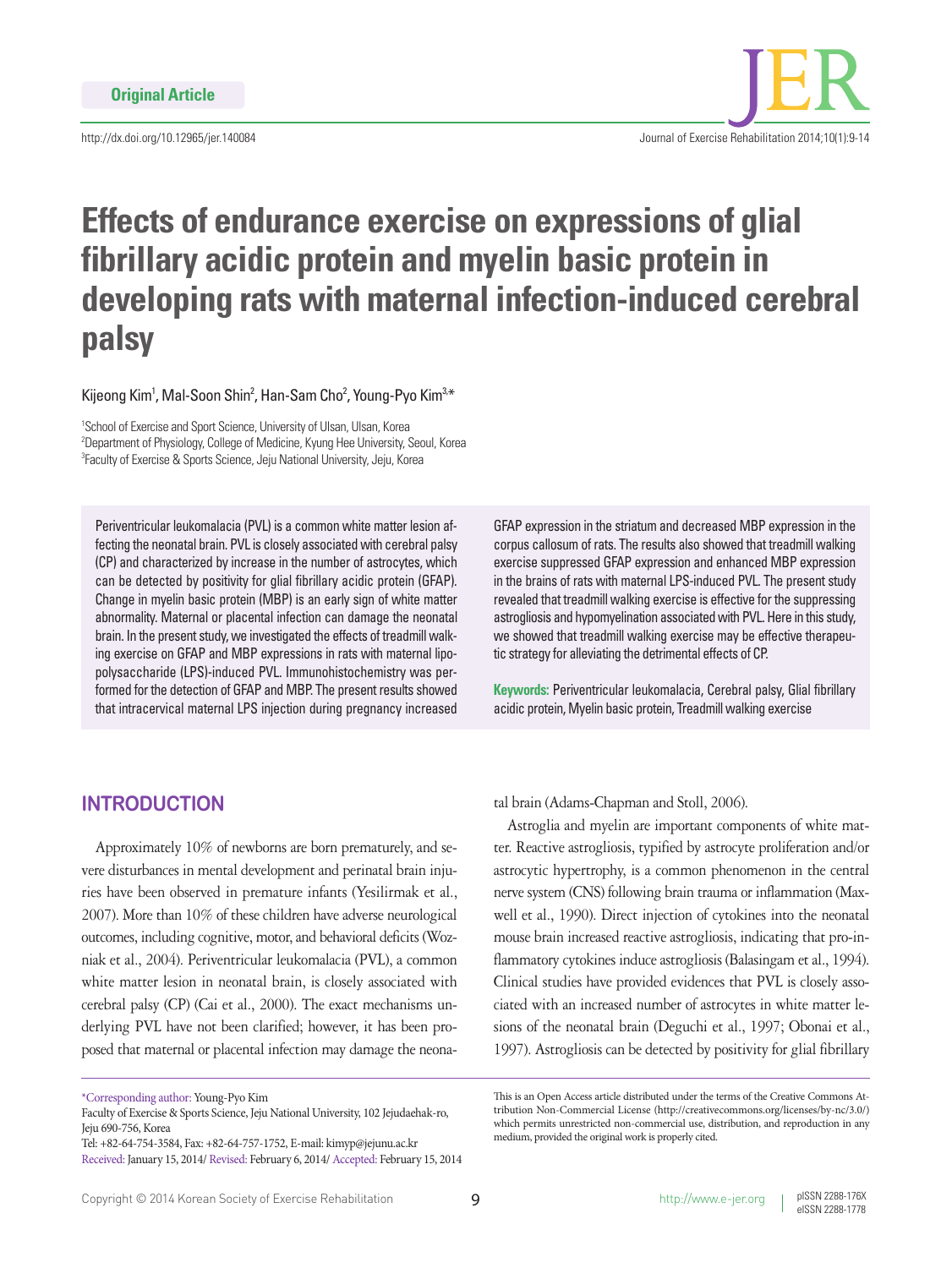Original Article

# Effects of endurance exercise on expressions of glial fibrillary acidic protein and myelin basic protein in developing rats with maternal infection-induced cerebral palsy

Kijeong Kim[1], Mal-Soon Shin[2], Han-Sam Cho[2], Young-Pyo Kim[3,*]

[1]School of Exercise and Sport Science, University of Ulsan, Ulsan, Korea
[2]Department of Physiology, College of Medicine, Kyung Hee University, Seoul, Korea
[3]Faculty of Exercise & Sports Science, Jeju National University, Jeju, Korea

Periventricular leukomalacia (PVL) is a common white matter lesion affecting the neonatal brain. PVL is closely associated with cerebral palsy (CP) and characterized by increase in the number of astrocytes, which can be detected by positivity for glial fibrillary acidic protein (GFAP). Change in myelin basic protein (MBP) is an early sign of white matter abnormality. Maternal or placental infection can damage the neonatal brain. In the present study, we investigated the effects of treadmill walking exercise on GFAP and MBP expressions in rats with maternal lipopolysaccharide (LPS)-induced PVL. Immunohistochemistry was performed for the detection of GFAP and MBP. The present results showed that intracervical maternal LPS injection during pregnancy increased GFAP expression in the striatum and decreased MBP expression in the corpus callosum of rats. The results also showed that treadmill walking exercise suppressed GFAP expression and enhanced MBP expression in the brains of rats with maternal LPS-induced PVL. The present study revealed that treadmill walking exercise is effective for the suppressing astrogliosis and hypomyelination associated with PVL. Here in this study, we showed that treadmill walking exercise may be effective therapeutic strategy for alleviating the detrimental effects of CP.

**Keywords:** Periventricular leukomalacia, Cerebral palsy, Glial fibrillary acidic protein, Myelin basic protein, Treadmill walking exercise

## INTRODUCTION

Approximately 10% of newborns are born prematurely, and severe disturbances in mental development and perinatal brain injuries have been observed in premature infants (Yesilirmak et al., 2007). More than 10% of these children have adverse neurological outcomes, including cognitive, motor, and behavioral deficits (Wozniak et al., 2004). Periventricular leukomalacia (PVL), a common white matter lesion in neonatal brain, is closely associated with cerebral palsy (CP) (Cai et al., 2000). The exact mechanisms underlying PVL have not been clarified; however, it has been proposed that maternal or placental infection may damage the neonatal brain (Adams-Chapman and Stoll, 2006).

Astroglia and myelin are important components of white matter. Reactive astrogliosis, typified by astrocyte proliferation and/or astrocytic hypertrophy, is a common phenomenon in the central nerve system (CNS) following brain trauma or inflammation (Maxwell et al., 1990). Direct injection of cytokines into the neonatal mouse brain increased reactive astrogliosis, indicating that pro-inflammatory cytokines induce astrogliosis (Balasingam et al., 1994). Clinical studies have provided evidences that PVL is closely associated with an increased number of astrocytes in white matter lesions of the neonatal brain (Deguchi et al., 1997; Obonai et al., 1997). Astrogliosis can be detected by positivity for glial fibrillary

*Corresponding author: Young-Pyo Kim
Faculty of Exercise & Sports Science, Jeju National University, 102 Jejudaehak-ro, Jeju 690-756, Korea
Tel: +82-64-754-3584, Fax: +82-64-757-1752, E-mail: kimyp@jejunu.ac.kr
Received: January 15, 2014/ Revised: February 6, 2014/ Accepted: February 15, 2014

This is an Open Access article distributed under the terms of the Creative Commons Attribution Non-Commercial License (http://creativecommons.org/licenses/by-nc/3.0/) which permits unrestricted non-commercial use, distribution, and reproduction in any medium, provided the original work is properly cited.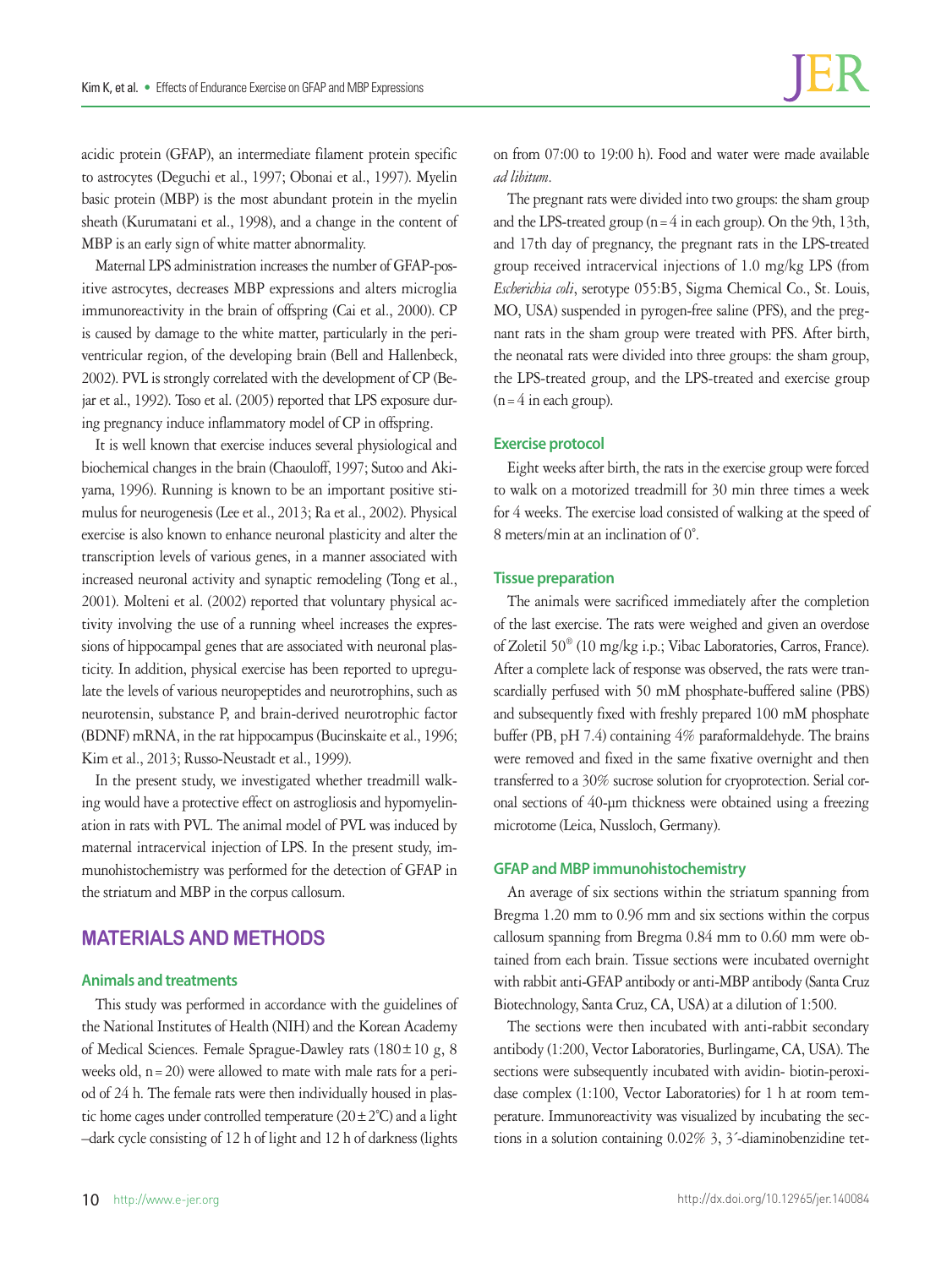acidic protein (GFAP), an intermediate filament protein specific to astrocytes (Deguchi et al., 1997; Obonai et al., 1997). Myelin basic protein (MBP) is the most abundant protein in the myelin sheath (Kurumatani et al., 1998), and a change in the content of MBP is an early sign of white matter abnormality.

Maternal LPS administration increases the number of GFAP-positive astrocytes, decreases MBP expressions and alters microglia immunoreactivity in the brain of offspring (Cai et al., 2000). CP is caused by damage to the white matter, particularly in the periventricular region, of the developing brain (Bell and Hallenbeck, 2002). PVL is strongly correlated with the development of CP (Bejar et al., 1992). Toso et al. (2005) reported that LPS exposure during pregnancy induce inflammatory model of CP in offspring.

It is well known that exercise induces several physiological and biochemical changes in the brain (Chaouloff, 1997; Sutoo and Akiyama, 1996). Running is known to be an important positive stimulus for neurogenesis (Lee et al., 2013; Ra et al., 2002). Physical exercise is also known to enhance neuronal plasticity and alter the transcription levels of various genes, in a manner associated with increased neuronal activity and synaptic remodeling (Tong et al., 2001). Molteni et al. (2002) reported that voluntary physical activity involving the use of a running wheel increases the expressions of hippocampal genes that are associated with neuronal plasticity. In addition, physical exercise has been reported to upregulate the levels of various neuropeptides and neurotrophins, such as neurotensin, substance P, and brain-derived neurotrophic factor (BDNF) mRNA, in the rat hippocampus (Bucinskaite et al., 1996; Kim et al., 2013; Russo-Neustadt et al., 1999).

In the present study, we investigated whether treadmill walking would have a protective effect on astrogliosis and hypomyelination in rats with PVL. The animal model of PVL was induced by maternal intracervical injection of LPS. In the present study, immunohistochemistry was performed for the detection of GFAP in the striatum and MBP in the corpus callosum.

## MATERIALS AND METHODS

### Animals and treatments

This study was performed in accordance with the guidelines of the National Institutes of Health (NIH) and the Korean Academy of Medical Sciences. Female Sprague-Dawley rats (180±10 g, 8 weeks old, n=20) were allowed to mate with male rats for a period of 24 h. The female rats were then individually housed in plastic home cages under controlled temperature (20±2°C) and a light–dark cycle consisting of 12 h of light and 12 h of darkness (lights on from 07:00 to 19:00 h). Food and water were made available *ad libitum*.

The pregnant rats were divided into two groups: the sham group and the LPS-treated group (n=4 in each group). On the 9th, 13th, and 17th day of pregnancy, the pregnant rats in the LPS-treated group received intracervical injections of 1.0 mg/kg LPS (from *Escherichia coli*, serotype 055:B5, Sigma Chemical Co., St. Louis, MO, USA) suspended in pyrogen-free saline (PFS), and the pregnant rats in the sham group were treated with PFS. After birth, the neonatal rats were divided into three groups: the sham group, the LPS-treated group, and the LPS-treated and exercise group (n=4 in each group).

### Exercise protocol

Eight weeks after birth, the rats in the exercise group were forced to walk on a motorized treadmill for 30 min three times a week for 4 weeks. The exercise load consisted of walking at the speed of 8 meters/min at an inclination of 0°.

### Tissue preparation

The animals were sacrificed immediately after the completion of the last exercise. The rats were weighed and given an overdose of Zoletil 50® (10 mg/kg i.p.; Vibac Laboratories, Carros, France). After a complete lack of response was observed, the rats were transcardially perfused with 50 mM phosphate-buffered saline (PBS) and subsequently fixed with freshly prepared 100 mM phosphate buffer (PB, pH 7.4) containing 4% paraformaldehyde. The brains were removed and fixed in the same fixative overnight and then transferred to a 30% sucrose solution for cryoprotection. Serial coronal sections of 40-μm thickness were obtained using a freezing microtome (Leica, Nussloch, Germany).

### GFAP and MBP immunohistochemistry

An average of six sections within the striatum spanning from Bregma 1.20 mm to 0.96 mm and six sections within the corpus callosum spanning from Bregma 0.84 mm to 0.60 mm were obtained from each brain. Tissue sections were incubated overnight with rabbit anti-GFAP antibody or anti-MBP antibody (Santa Cruz Biotechnology, Santa Cruz, CA, USA) at a dilution of 1:500.

The sections were then incubated with anti-rabbit secondary antibody (1:200, Vector Laboratories, Burlingame, CA, USA). The sections were subsequently incubated with avidin- biotin-peroxidase complex (1:100, Vector Laboratories) for 1 h at room temperature. Immunoreactivity was visualized by incubating the sections in a solution containing 0.02% 3, 3´-diaminobenzidine tet-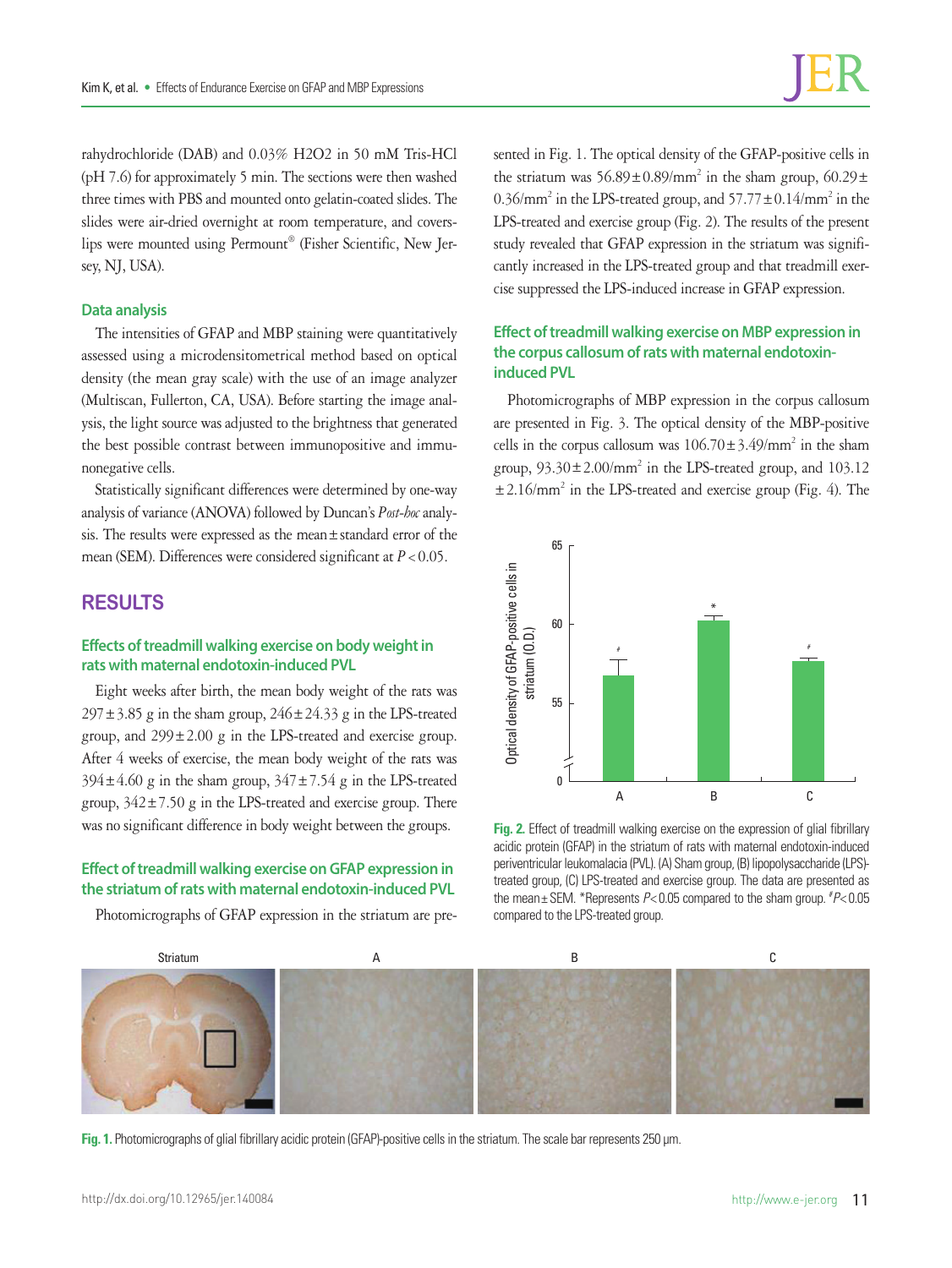rahydrochloride (DAB) and 0.03% $H_2O_2$ in 50 mM Tris-HCl (pH 7.6) for approximately 5 min. The sections were then washed three times with PBS and mounted onto gelatin-coated slides. The slides were air-dried overnight at room temperature, and coverslips were mounted using Permount® (Fisher Scientific, New Jersey, NJ, USA).

### Data analysis

The intensities of GFAP and MBP staining were quantitatively assessed using a microdensitometrical method based on optical density (the mean gray scale) with the use of an image analyzer (Multiscan, Fullerton, CA, USA). Before starting the image analysis, the light source was adjusted to the brightness that generated the best possible contrast between immunopositive and immunonegative cells.

Statistically significant differences were determined by one-way analysis of variance (ANOVA) followed by Duncan's *Post-hoc* analysis. The results were expressed as the mean ± standard error of the mean (SEM). Differences were considered significant at $P < 0.05$.

## RESULTS

### Effects of treadmill walking exercise on body weight in rats with maternal endotoxin-induced PVL

Eight weeks after birth, the mean body weight of the rats was 297 ± 3.85 g in the sham group, 246 ± 24.33 g in the LPS-treated group, and 299 ± 2.00 g in the LPS-treated and exercise group. After 4 weeks of exercise, the mean body weight of the rats was 394 ± 4.60 g in the sham group, 347 ± 7.54 g in the LPS-treated group, 342 ± 7.50 g in the LPS-treated and exercise group. There was no significant difference in body weight between the groups.

### Effect of treadmill walking exercise on GFAP expression in the striatum of rats with maternal endotoxin-induced PVL

Photomicrographs of GFAP expression in the striatum are presented in Fig. 1. The optical density of the GFAP-positive cells in the striatum was $56.89 \pm 0.89/mm^2$ in the sham group, $60.29 \pm 0.36/mm^2$ in the LPS-treated group, and $57.77 \pm 0.14/mm^2$ in the LPS-treated and exercise group (Fig. 2). The results of the present study revealed that GFAP expression in the striatum was significantly increased in the LPS-treated group and that treadmill exercise suppressed the LPS-induced increase in GFAP expression.

### Effect of treadmill walking exercise on MBP expression in the corpus callosum of rats with maternal endotoxin-induced PVL

Photomicrographs of MBP expression in the corpus callosum are presented in Fig. 3. The optical density of the MBP-positive cells in the corpus callosum was $106.70 \pm 3.49/mm^2$ in the sham group, $93.30 \pm 2.00/mm^2$ in the LPS-treated group, and $103.12 \pm 2.16/mm^2$ in the LPS-treated and exercise group (Fig. 4). The

**Fig. 2.** Effect of treadmill walking exercise on the expression of glial fibrillary acidic protein (GFAP) in the striatum of rats with maternal endotoxin-induced periventricular leukomalacia (PVL). (A) Sham group, (B) lipopolysaccharide (LPS)-treated group, (C) LPS-treated and exercise group. The data are presented as the mean ± SEM. *Represents $P < 0.05$ compared to the sham group. #$P < 0.05$ compared to the LPS-treated group.

**Fig. 1.** Photomicrographs of glial fibrillary acidic protein (GFAP)-positive cells in the striatum. The scale bar represents 250 μm.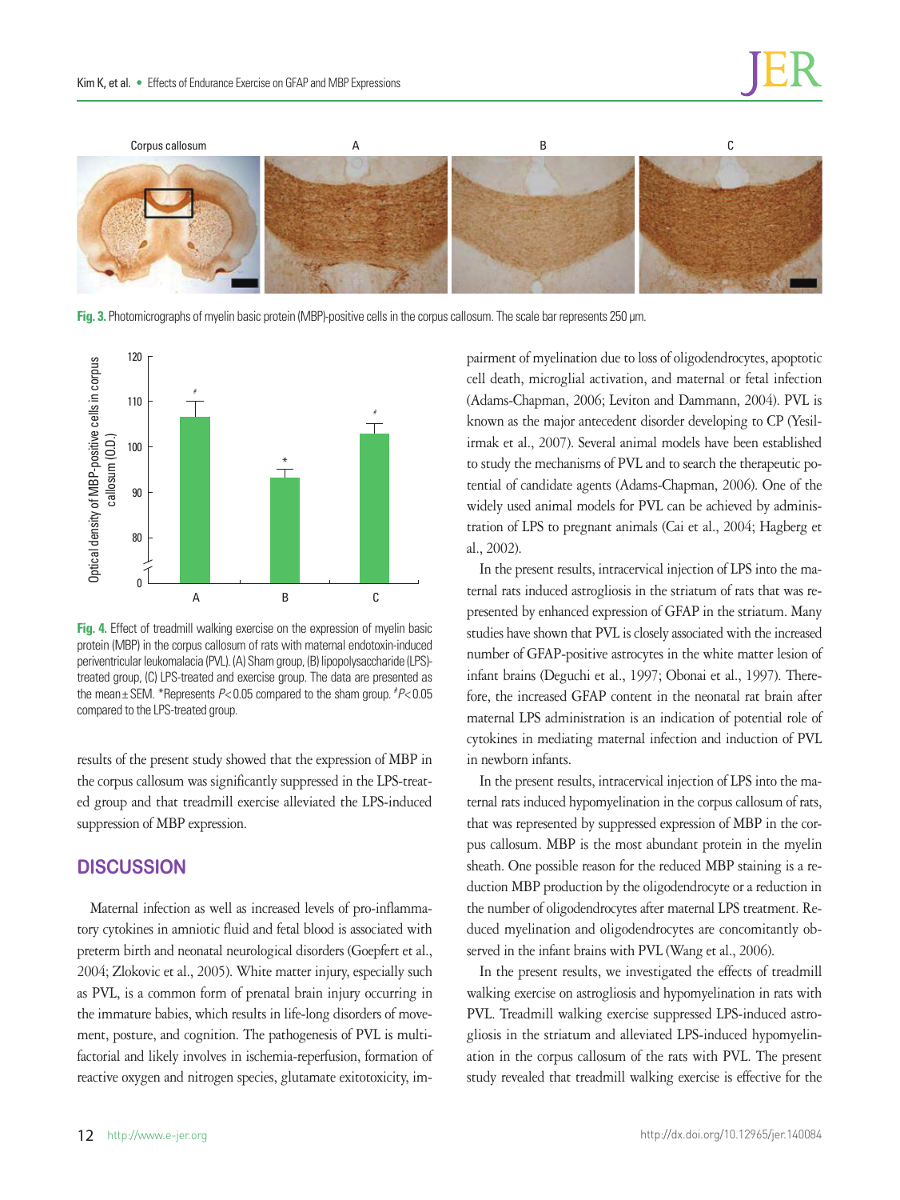Fig. 3. Photomicrographs of myelin basic protein (MBP)-positive cells in the corpus callosum. The scale bar represents 250 μm.

Fig. 4. Effect of treadmill walking exercise on the expression of myelin basic protein (MBP) in the corpus callosum of rats with maternal endotoxin-induced periventricular leukomalacia (PVL). (A) Sham group, (B) lipopolysaccharide (LPS)-treated group, (C) LPS-treated and exercise group. The data are presented as the mean ± SEM. *Represents $P < 0.05$ compared to the sham group. #$P < 0.05$ compared to the LPS-treated group.

results of the present study showed that the expression of MBP in the corpus callosum was significantly suppressed in the LPS-treated group and that treadmill exercise alleviated the LPS-induced suppression of MBP expression.

## DISCUSSION

Maternal infection as well as increased levels of pro-inflammatory cytokines in amniotic fluid and fetal blood is associated with preterm birth and neonatal neurological disorders (Goepfert et al., 2004; Zlokovic et al., 2005). White matter injury, especially such as PVL, is a common form of prenatal brain injury occurring in the immature babies, which results in life-long disorders of movement, posture, and cognition. The pathogenesis of PVL is multifactorial and likely involves in ischemia-reperfusion, formation of reactive oxygen and nitrogen species, glutamate exitotoxicity, impairment of myelination due to loss of oligodendrocytes, apoptotic cell death, microglial activation, and maternal or fetal infection (Adams-Chapman, 2006; Leviton and Dammann, 2004). PVL is known as the major antecedent disorder developing to CP (Yesilirmak et al., 2007). Several animal models have been established to study the mechanisms of PVL and to search the therapeutic potential of candidate agents (Adams-Chapman, 2006). One of the widely used animal models for PVL can be achieved by administration of LPS to pregnant animals (Cai et al., 2004; Hagberg et al., 2002).

In the present results, intracervical injection of LPS into the maternal rats induced astrogliosis in the striatum of rats that was represented by enhanced expression of GFAP in the striatum. Many studies have shown that PVL is closely associated with the increased number of GFAP-positive astrocytes in the white matter lesion of infant brains (Deguchi et al., 1997; Obonai et al., 1997). Therefore, the increased GFAP content in the neonatal rat brain after maternal LPS administration is an indication of potential role of cytokines in mediating maternal infection and induction of PVL in newborn infants.

In the present results, intracervical injection of LPS into the maternal rats induced hypomyelination in the corpus callosum of rats, that was represented by suppressed expression of MBP in the corpus callosum. MBP is the most abundant protein in the myelin sheath. One possible reason for the reduced MBP staining is a reduction MBP production by the oligodendrocyte or a reduction in the number of oligodendrocytes after maternal LPS treatment. Reduced myelination and oligodendrocytes are concomitantly observed in the infant brains with PVL (Wang et al., 2006).

In the present results, we investigated the effects of treadmill walking exercise on astrogliosis and hypomyelination in rats with PVL. Treadmill walking exercise suppressed LPS-induced astrogliosis in the striatum and alleviated LPS-induced hypomyelination in the corpus callosum of the rats with PVL. The present study revealed that treadmill walking exercise is effective for the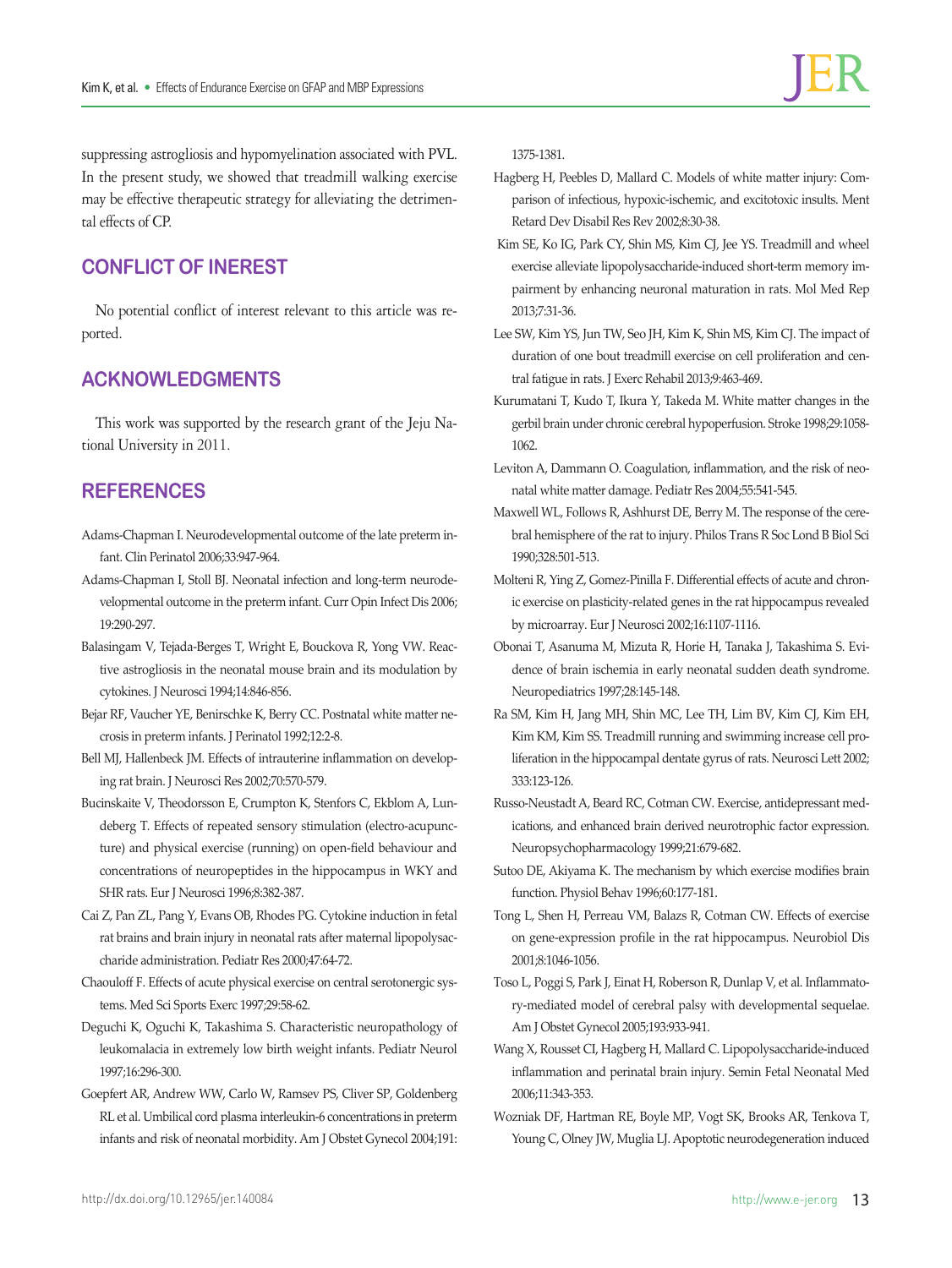suppressing astrogliosis and hypomyelination associated with PVL. In the present study, we showed that treadmill walking exercise may be effective therapeutic strategy for alleviating the detrimental effects of CP.

## CONFLICT OF INEREST

No potential conflict of interest relevant to this article was reported.

## ACKNOWLEDGMENTS

This work was supported by the research grant of the Jeju National University in 2011.

## REFERENCES

Adams-Chapman I. Neurodevelopmental outcome of the late preterm infant. Clin Perinatol 2006;33:947-964.

Adams-Chapman I, Stoll BJ. Neonatal infection and long-term neurodevelopmental outcome in the preterm infant. Curr Opin Infect Dis 2006; 19:290-297.

Balasingam V, Tejada-Berges T, Wright E, Bouckova R, Yong VW. Reactive astrogliosis in the neonatal mouse brain and its modulation by cytokines. J Neurosci 1994;14:846-856.

Bejar RF, Vaucher YE, Benirschke K, Berry CC. Postnatal white matter necrosis in preterm infants. J Perinatol 1992;12:2-8.

Bell MJ, Hallenbeck JM. Effects of intrauterine inflammation on developing rat brain. J Neurosci Res 2002;70:570-579.

Bucinskaite V, Theodorsson E, Crumpton K, Stenfors C, Ekblom A, Lundeberg T. Effects of repeated sensory stimulation (electro-acupuncture) and physical exercise (running) on open-field behaviour and concentrations of neuropeptides in the hippocampus in WKY and SHR rats. Eur J Neurosci 1996;8:382-387.

Cai Z, Pan ZL, Pang Y, Evans OB, Rhodes PG. Cytokine induction in fetal rat brains and brain injury in neonatal rats after maternal lipopolysaccharide administration. Pediatr Res 2000;47:64-72.

Chaouloff F. Effects of acute physical exercise on central serotonergic systems. Med Sci Sports Exerc 1997;29:58-62.

Deguchi K, Oguchi K, Takashima S. Characteristic neuropathology of leukomalacia in extremely low birth weight infants. Pediatr Neurol 1997;16:296-300.

Goepfert AR, Andrew WW, Carlo W, Ramsev PS, Cliver SP, Goldenberg RL et al. Umbilical cord plasma interleukin-6 concentrations in preterm infants and risk of neonatal morbidity. Am J Obstet Gynecol 2004;191: 1375-1381.

Hagberg H, Peebles D, Mallard C. Models of white matter injury: Comparison of infectious, hypoxic-ischemic, and excitotoxic insults. Ment Retard Dev Disabil Res Rev 2002;8:30-38.

Kim SE, Ko IG, Park CY, Shin MS, Kim CJ, Jee YS. Treadmill and wheel exercise alleviate lipopolysaccharide-induced short-term memory impairment by enhancing neuronal maturation in rats. Mol Med Rep 2013;7:31-36.

Lee SW, Kim YS, Jun TW, Seo JH, Kim K, Shin MS, Kim CJ. The impact of duration of one bout treadmill exercise on cell proliferation and central fatigue in rats. J Exerc Rehabil 2013;9:463-469.

Kurumatani T, Kudo T, Ikura Y, Takeda M. White matter changes in the gerbil brain under chronic cerebral hypoperfusion. Stroke 1998;29:1058-1062.

Leviton A, Dammann O. Coagulation, inflammation, and the risk of neonatal white matter damage. Pediatr Res 2004;55:541-545.

Maxwell WL, Follows R, Ashhurst DE, Berry M. The response of the cerebral hemisphere of the rat to injury. Philos Trans R Soc Lond B Biol Sci 1990;328:501-513.

Molteni R, Ying Z, Gomez-Pinilla F. Differential effects of acute and chronic exercise on plasticity-related genes in the rat hippocampus revealed by microarray. Eur J Neurosci 2002;16:1107-1116.

Obonai T, Asanuma M, Mizuta R, Horie H, Tanaka J, Takashima S. Evidence of brain ischemia in early neonatal sudden death syndrome. Neuropediatrics 1997;28:145-148.

Ra SM, Kim H, Jang MH, Shin MC, Lee TH, Lim BV, Kim CJ, Kim EH, Kim KM, Kim SS. Treadmill running and swimming increase cell proliferation in the hippocampal dentate gyrus of rats. Neurosci Lett 2002; 333:123-126.

Russo-Neustadt A, Beard RC, Cotman CW. Exercise, antidepressant medications, and enhanced brain derived neurotrophic factor expression. Neuropsychopharmacology 1999;21:679-682.

Sutoo DE, Akiyama K. The mechanism by which exercise modifies brain function. Physiol Behav 1996;60:177-181.

Tong L, Shen H, Perreau VM, Balazs R, Cotman CW. Effects of exercise on gene-expression profile in the rat hippocampus. Neurobiol Dis 2001;8:1046-1056.

Toso L, Poggi S, Park J, Einat H, Roberson R, Dunlap V, et al. Inflammatory-mediated model of cerebral palsy with developmental sequelae. Am J Obstet Gynecol 2005;193:933-941.

Wang X, Rousset CI, Hagberg H, Mallard C. Lipopolysaccharide-induced inflammation and perinatal brain injury. Semin Fetal Neonatal Med 2006;11:343-353.

Wozniak DF, Hartman RE, Boyle MP, Vogt SK, Brooks AR, Tenkova T, Young C, Olney JW, Muglia LJ. Apoptotic neurodegeneration induced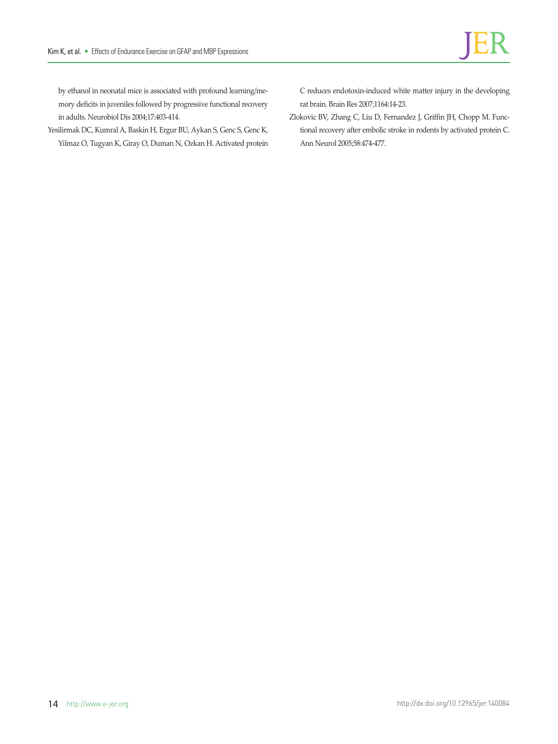by ethanol in neonatal mice is associated with profound learning/memory deficits in juveniles followed by progressive functional recovery in adults. Neurobiol Dis 2004;17:403-414.

Yesilirmak DC, Kumral A, Baskin H, Ergur BU, Aykan S, Genc S, Genc K, Yilmaz O, Tugyan K, Giray O, Duman N, Ozkan H. Activated protein C reduces endotoxin-induced white matter injury in the developing rat brain. Brain Res 2007;1164:14-23.

Zlokovic BV, Zhang C, Liu D, Fernandez J, Griffin JH, Chopp M. Functional recovery after embolic stroke in rodents by activated protein C. Ann Neurol 2005;58:474-477.